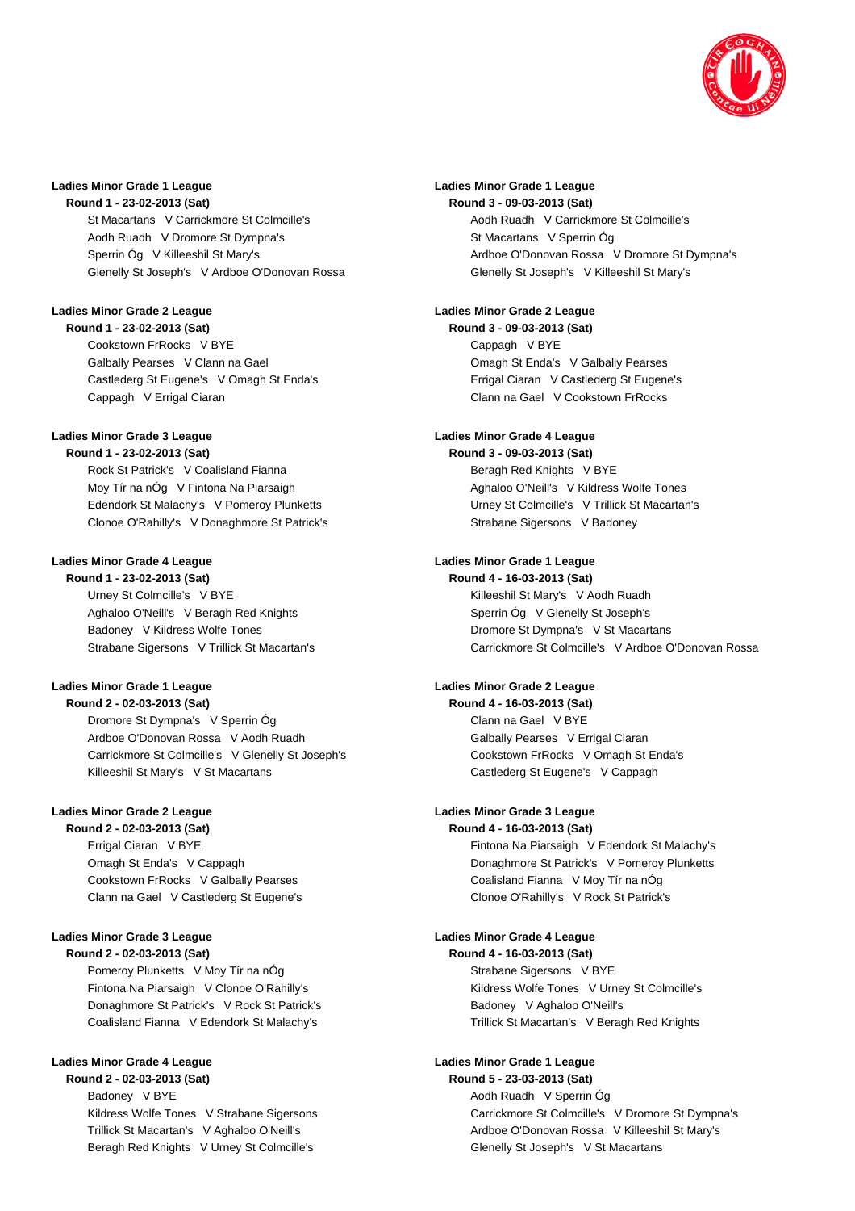**Ladies Minor Grade 1 League**

**Round 1 - 23-02-2013 (Sat)**

St Macartans V Carrickmore St Colmcille's
Aodh Ruadh V Dromore St Dympna's
Sperrin Óg V Killeeshil St Mary's
Glenelly St Joseph's V Ardboe O'Donovan Rossa

**Ladies Minor Grade 2 League**

**Round 1 - 23-02-2013 (Sat)**

Cookstown FrRocks V BYE
Galbally Pearses V Clann na Gael
Castlederg St Eugene's V Omagh St Enda's
Cappagh V Errigal Ciaran

**Ladies Minor Grade 3 League**

**Round 1 - 23-02-2013 (Sat)**

Rock St Patrick's V Coalisland Fianna
Moy Tír na nÓg V Fintona Na Piarsaigh
Edendork St Malachy's V Pomeroy Plunketts
Clonoe O'Rahilly's V Donaghmore St Patrick's

**Ladies Minor Grade 4 League**

**Round 1 - 23-02-2013 (Sat)**

Urney St Colmcille's V BYE
Aghaloo O'Neill's V Beragh Red Knights
Badoney V Kildress Wolfe Tones
Strabane Sigersons V Trillick St Macartan's

**Ladies Minor Grade 1 League**

**Round 2 - 02-03-2013 (Sat)**

Dromore St Dympna's V Sperrin Óg
Ardboe O'Donovan Rossa V Aodh Ruadh
Carrickmore St Colmcille's V Glenelly St Joseph's
Killeeshil St Mary's V St Macartans

**Ladies Minor Grade 2 League**

**Round 2 - 02-03-2013 (Sat)**

Errigal Ciaran V BYE
Omagh St Enda's V Cappagh
Cookstown FrRocks V Galbally Pearses
Clann na Gael V Castlederg St Eugene's

**Ladies Minor Grade 3 League**

**Round 2 - 02-03-2013 (Sat)**

Pomeroy Plunketts V Moy Tír na nÓg
Fintona Na Piarsaigh V Clonoe O'Rahilly's
Donaghmore St Patrick's V Rock St Patrick's
Coalisland Fianna V Edendork St Malachy's

**Ladies Minor Grade 4 League**

**Round 2 - 02-03-2013 (Sat)**

Badoney V BYE
Kildress Wolfe Tones V Strabane Sigersons
Trillick St Macartan's V Aghaloo O'Neill's
Beragh Red Knights V Urney St Colmcille's

**Ladies Minor Grade 1 League**

**Round 3 - 09-03-2013 (Sat)**

Aodh Ruadh V Carrickmore St Colmcille's
St Macartans V Sperrin Óg
Ardboe O'Donovan Rossa V Dromore St Dympna's
Glenelly St Joseph's V Killeeshil St Mary's

**Ladies Minor Grade 2 League**

**Round 3 - 09-03-2013 (Sat)**

Cappagh V BYE
Omagh St Enda's V Galbally Pearses
Errigal Ciaran V Castlederg St Eugene's
Clann na Gael V Cookstown FrRocks

**Ladies Minor Grade 4 League**

**Round 3 - 09-03-2013 (Sat)**

Beragh Red Knights V BYE
Aghaloo O'Neill's V Kildress Wolfe Tones
Urney St Colmcille's V Trillick St Macartan's
Strabane Sigersons V Badoney

**Ladies Minor Grade 1 League**

**Round 4 - 16-03-2013 (Sat)**

Killeeshil St Mary's V Aodh Ruadh
Sperrin Óg V Glenelly St Joseph's
Dromore St Dympna's V St Macartans
Carrickmore St Colmcille's V Ardboe O'Donovan Rossa

**Ladies Minor Grade 2 League**

**Round 4 - 16-03-2013 (Sat)**

Clann na Gael V BYE
Galbally Pearses V Errigal Ciaran
Cookstown FrRocks V Omagh St Enda's
Castlederg St Eugene's V Cappagh

**Ladies Minor Grade 3 League**

**Round 4 - 16-03-2013 (Sat)**

Fintona Na Piarsaigh V Edendork St Malachy's
Donaghmore St Patrick's V Pomeroy Plunketts
Coalisland Fianna V Moy Tír na nÓg
Clonoe O'Rahilly's V Rock St Patrick's

**Ladies Minor Grade 4 League**

**Round 4 - 16-03-2013 (Sat)**

Strabane Sigersons V BYE
Kildress Wolfe Tones V Urney St Colmcille's
Badoney V Aghaloo O'Neill's
Trillick St Macartan's V Beragh Red Knights

**Ladies Minor Grade 1 League**

**Round 5 - 23-03-2013 (Sat)**

Aodh Ruadh V Sperrin Óg
Carrickmore St Colmcille's V Dromore St Dympna's
Ardboe O'Donovan Rossa V Killeeshil St Mary's
Glenelly St Joseph's V St Macartans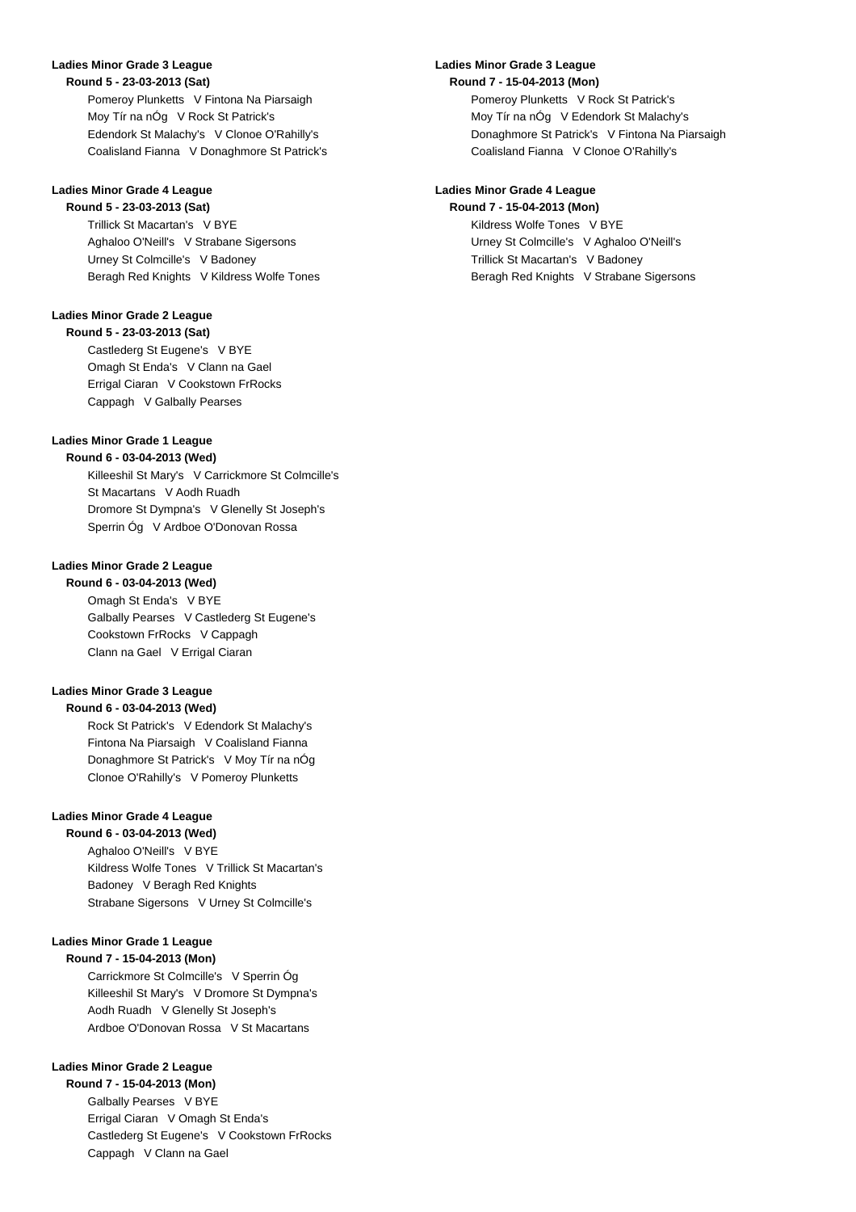**Ladies Minor Grade 3 League**

**Round 5 - 23-03-2013 (Sat)**

Pomeroy Plunketts V Fintona Na Piarsaigh
Moy Tír na nÓg V Rock St Patrick's
Edendork St Malachy's V Clonoe O'Rahilly's
Coalisland Fianna V Donaghmore St Patrick's

**Ladies Minor Grade 4 League**

**Round 5 - 23-03-2013 (Sat)**

Trillick St Macartan's V BYE
Aghaloo O'Neill's V Strabane Sigersons
Urney St Colmcille's V Badoney
Beragh Red Knights V Kildress Wolfe Tones

**Ladies Minor Grade 2 League**

**Round 5 - 23-03-2013 (Sat)**

Castlederg St Eugene's V BYE
Omagh St Enda's V Clann na Gael
Errigal Ciaran V Cookstown FrRocks
Cappagh V Galbally Pearses

**Ladies Minor Grade 1 League**

**Round 6 - 03-04-2013 (Wed)**

Killeeshil St Mary's V Carrickmore St Colmcille's
St Macartans V Aodh Ruadh
Dromore St Dympna's V Glenelly St Joseph's
Sperrin Óg V Ardboe O'Donovan Rossa

**Ladies Minor Grade 2 League**

**Round 6 - 03-04-2013 (Wed)**

Omagh St Enda's V BYE
Galbally Pearses V Castlederg St Eugene's
Cookstown FrRocks V Cappagh
Clann na Gael V Errigal Ciaran

**Ladies Minor Grade 3 League**

**Round 6 - 03-04-2013 (Wed)**

Rock St Patrick's V Edendork St Malachy's
Fintona Na Piarsaigh V Coalisland Fianna
Donaghmore St Patrick's V Moy Tír na nÓg
Clonoe O'Rahilly's V Pomeroy Plunketts

**Ladies Minor Grade 4 League**

**Round 6 - 03-04-2013 (Wed)**

Aghaloo O'Neill's V BYE
Kildress Wolfe Tones V Trillick St Macartan's
Badoney V Beragh Red Knights
Strabane Sigersons V Urney St Colmcille's

**Ladies Minor Grade 1 League**

**Round 7 - 15-04-2013 (Mon)**

Carrickmore St Colmcille's V Sperrin Óg
Killeeshil St Mary's V Dromore St Dympna's
Aodh Ruadh V Glenelly St Joseph's
Ardboe O'Donovan Rossa V St Macartans

**Ladies Minor Grade 2 League**

**Round 7 - 15-04-2013 (Mon)**

Galbally Pearses V BYE
Errigal Ciaran V Omagh St Enda's
Castlederg St Eugene's V Cookstown FrRocks
Cappagh V Clann na Gael

**Ladies Minor Grade 3 League**

**Round 7 - 15-04-2013 (Mon)**

Pomeroy Plunketts V Rock St Patrick's
Moy Tír na nÓg V Edendork St Malachy's
Donaghmore St Patrick's V Fintona Na Piarsaigh
Coalisland Fianna V Clonoe O'Rahilly's

**Ladies Minor Grade 4 League**

**Round 7 - 15-04-2013 (Mon)**

Kildress Wolfe Tones V BYE
Urney St Colmcille's V Aghaloo O'Neill's
Trillick St Macartan's V Badoney
Beragh Red Knights V Strabane Sigersons